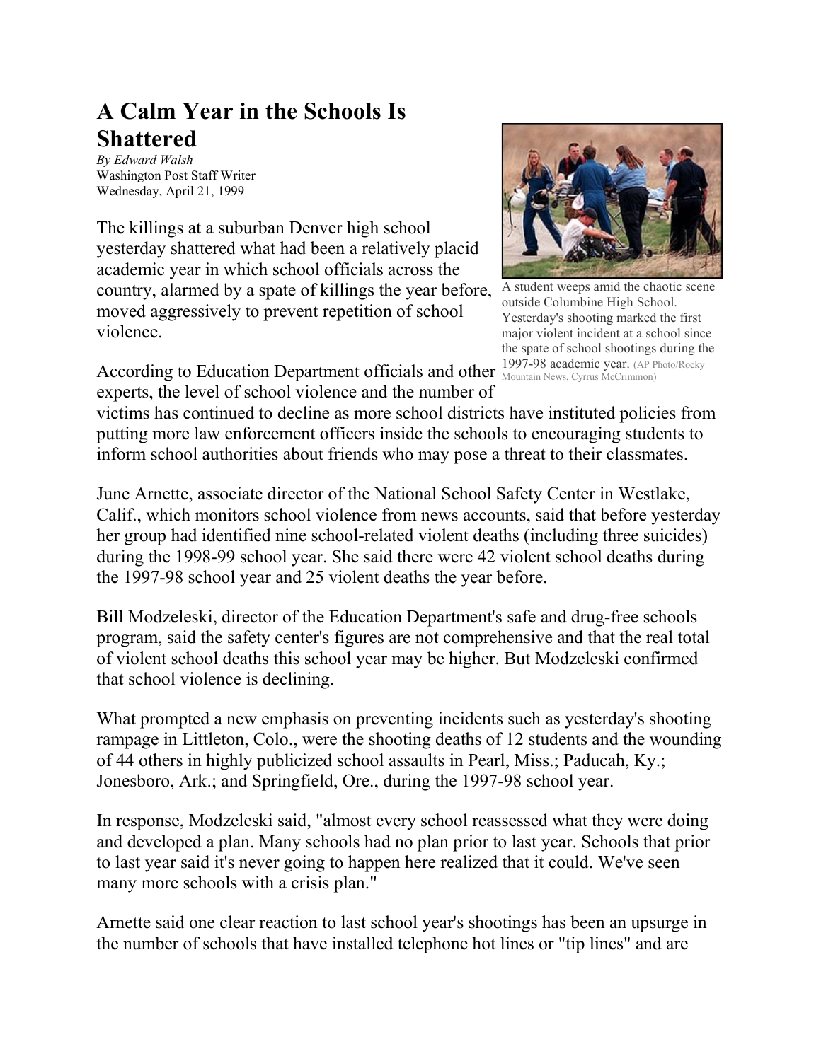# A Calm Year in the Schools Is Shattered

*By Edward Walsh*
Washington Post Staff Writer
Wednesday, April 21, 1999

A student weeps amid the chaotic scene outside Columbine High School. Yesterday's shooting marked the first major violent incident at a school since the spate of school shootings during the 1997-98 academic year. (AP Photo/Rocky Mountain News, Cyrrus McCrimmon)

The killings at a suburban Denver high school yesterday shattered what had been a relatively placid academic year in which school officials across the country, alarmed by a spate of killings the year before, moved aggressively to prevent repetition of school violence.

According to Education Department officials and other experts, the level of school violence and the number of victims has continued to decline as more school districts have instituted policies from putting more law enforcement officers inside the schools to encouraging students to inform school authorities about friends who may pose a threat to their classmates.

June Arnette, associate director of the National School Safety Center in Westlake, Calif., which monitors school violence from news accounts, said that before yesterday her group had identified nine school-related violent deaths (including three suicides) during the 1998-99 school year. She said there were 42 violent school deaths during the 1997-98 school year and 25 violent deaths the year before.

Bill Modzeleski, director of the Education Department's safe and drug-free schools program, said the safety center's figures are not comprehensive and that the real total of violent school deaths this school year may be higher. But Modzeleski confirmed that school violence is declining.

What prompted a new emphasis on preventing incidents such as yesterday's shooting rampage in Littleton, Colo., were the shooting deaths of 12 students and the wounding of 44 others in highly publicized school assaults in Pearl, Miss.; Paducah, Ky.; Jonesboro, Ark.; and Springfield, Ore., during the 1997-98 school year.

In response, Modzeleski said, "almost every school reassessed what they were doing and developed a plan. Many schools had no plan prior to last year. Schools that prior to last year said it's never going to happen here realized that it could. We've seen many more schools with a crisis plan."

Arnette said one clear reaction to last school year's shootings has been an upsurge in the number of schools that have installed telephone hot lines or "tip lines" and are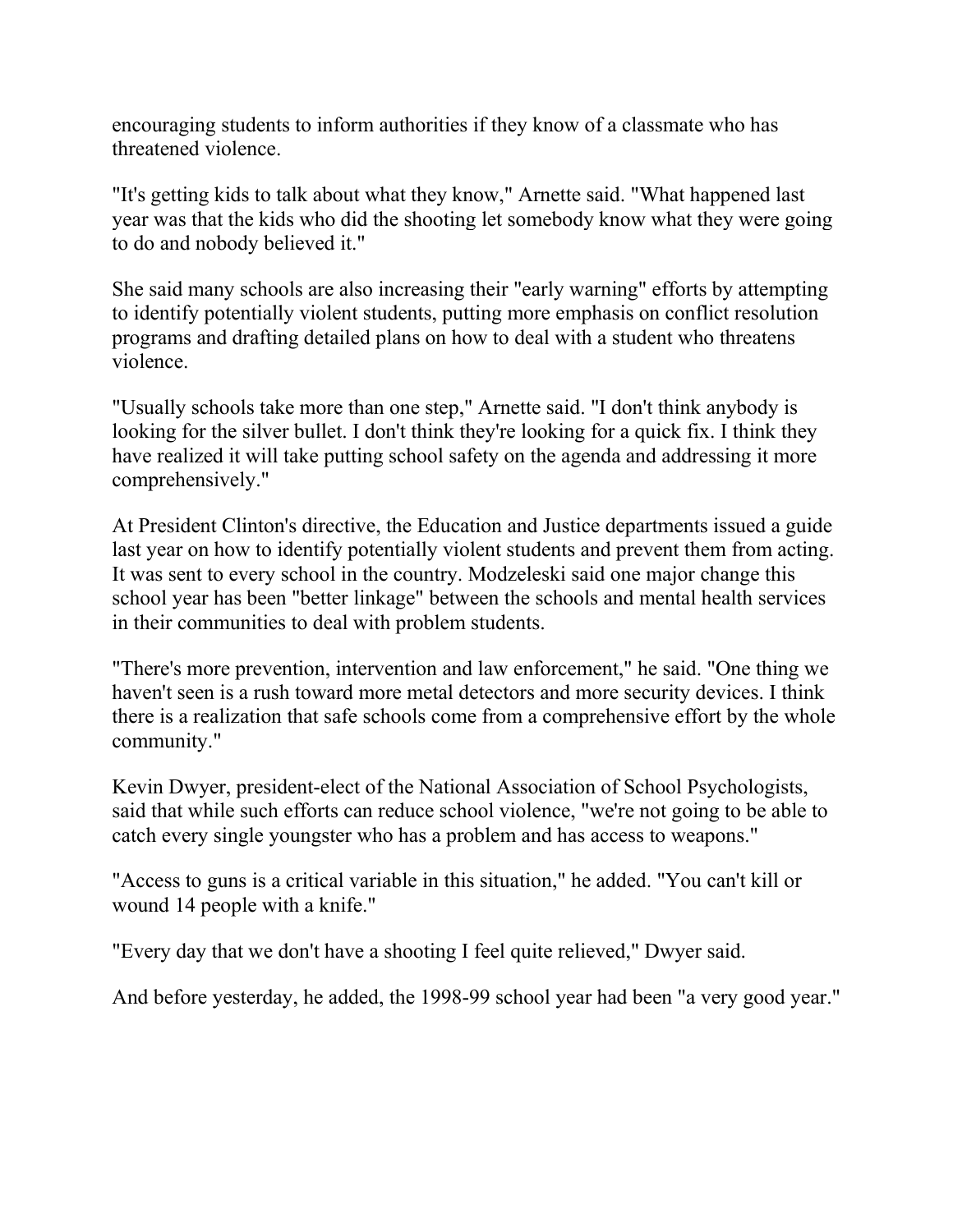encouraging students to inform authorities if they know of a classmate who has threatened violence.

"It's getting kids to talk about what they know," Arnette said. "What happened last year was that the kids who did the shooting let somebody know what they were going to do and nobody believed it."

She said many schools are also increasing their "early warning" efforts by attempting to identify potentially violent students, putting more emphasis on conflict resolution programs and drafting detailed plans on how to deal with a student who threatens violence.

"Usually schools take more than one step," Arnette said. "I don't think anybody is looking for the silver bullet. I don't think they're looking for a quick fix. I think they have realized it will take putting school safety on the agenda and addressing it more comprehensively."

At President Clinton's directive, the Education and Justice departments issued a guide last year on how to identify potentially violent students and prevent them from acting. It was sent to every school in the country. Modzeleski said one major change this school year has been "better linkage" between the schools and mental health services in their communities to deal with problem students.

"There's more prevention, intervention and law enforcement," he said. "One thing we haven't seen is a rush toward more metal detectors and more security devices. I think there is a realization that safe schools come from a comprehensive effort by the whole community."

Kevin Dwyer, president-elect of the National Association of School Psychologists, said that while such efforts can reduce school violence, "we're not going to be able to catch every single youngster who has a problem and has access to weapons."

"Access to guns is a critical variable in this situation," he added. "You can't kill or wound 14 people with a knife."

"Every day that we don't have a shooting I feel quite relieved," Dwyer said.

And before yesterday, he added, the 1998-99 school year had been "a very good year."